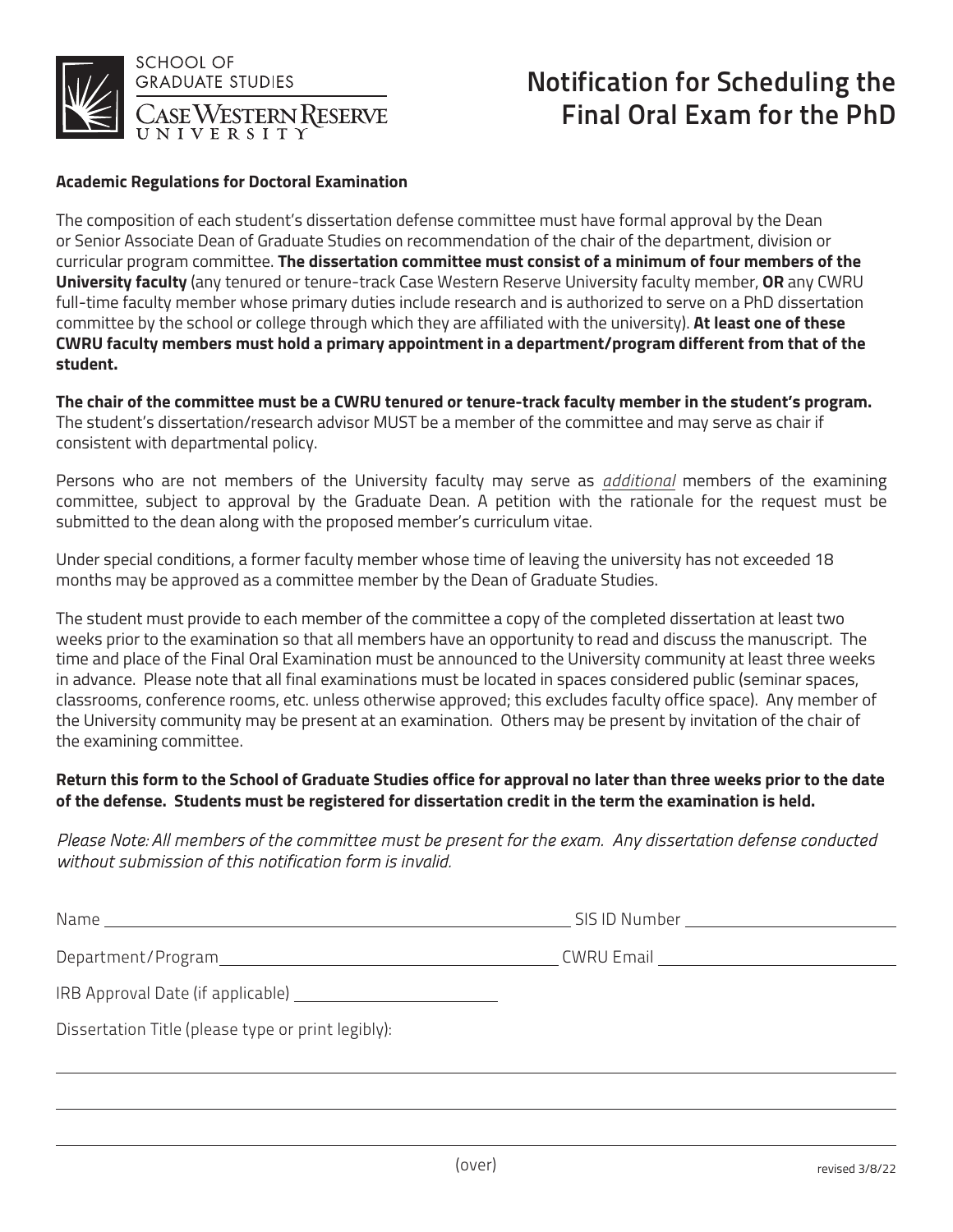SCHOOL OF GRADUATE STUDIES
CASE WESTERN RESERVE UNIVERSITY

# Notification for Scheduling the Final Oral Exam for the PhD

**Academic Regulations for Doctoral Examination**

The composition of each student's dissertation defense committee must have formal approval by the Dean or Senior Associate Dean of Graduate Studies on recommendation of the chair of the department, division or curricular program committee. **The dissertation committee must consist of a minimum of four members of the University faculty** (any tenured or tenure-track Case Western Reserve University faculty member, **OR** any CWRU full-time faculty member whose primary duties include research and is authorized to serve on a PhD dissertation committee by the school or college through which they are affiliated with the university). **At least one of these CWRU faculty members must hold a primary appointment in a department/program different from that of the student.**

**The chair of the committee must be a CWRU tenured or tenure-track faculty member in the student's program.** The student's dissertation/research advisor MUST be a member of the committee and may serve as chair if consistent with departmental policy.

Persons who are not members of the University faculty may serve as *additional* members of the examining committee, subject to approval by the Graduate Dean. A petition with the rationale for the request must be submitted to the dean along with the proposed member's curriculum vitae.

Under special conditions, a former faculty member whose time of leaving the university has not exceeded 18 months may be approved as a committee member by the Dean of Graduate Studies.

The student must provide to each member of the committee a copy of the completed dissertation at least two weeks prior to the examination so that all members have an opportunity to read and discuss the manuscript. The time and place of the Final Oral Examination must be announced to the University community at least three weeks in advance. Please note that all final examinations must be located in spaces considered public (seminar spaces, classrooms, conference rooms, etc. unless otherwise approved; this excludes faculty office space). Any member of the University community may be present at an examination. Others may be present by invitation of the chair of the examining committee.

**Return this form to the School of Graduate Studies office for approval no later than three weeks prior to the date of the defense. Students must be registered for dissertation credit in the term the examination is held.**

*Please Note: All members of the committee must be present for the exam. Any dissertation defense conducted without submission of this notification form is invalid.*

Name ______________________________ SIS ID Number ______________________

Department/Program ______________________________ CWRU Email ______________________

IRB Approval Date (if applicable) ______________________

Dissertation Title (please type or print legibly):

______________________________________________________________________

______________________________________________________________________

______________________________________________________________________

(over)

revised 3/8/22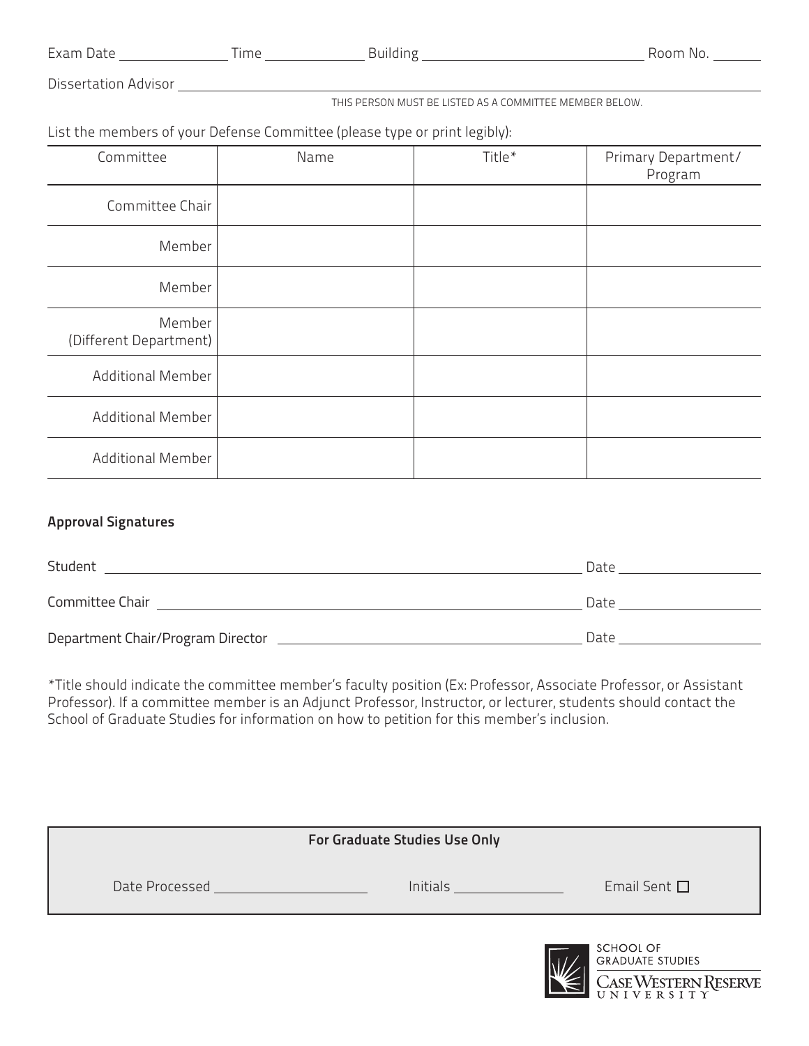Exam Date ______________ Time ______________ Building ______________________________ Room No. ________

Dissertation Advisor ______________________________________________________________

THIS PERSON MUST BE LISTED AS A COMMITTEE MEMBER BELOW.

List the members of your Defense Committee (please type or print legibly):

| Committee | Name | Title* | Primary Department/ Program |
|---|---|---|---|
| Committee Chair | | | |
| Member | | | |
| Member | | | |
| Member (Different Department) | | | |
| Additional Member | | | |
| Additional Member | | | |
| Additional Member | | | |

**Approval Signatures**

Student ______________________________________________ Date ______________

Committee Chair ______________________________________ Date ______________

Department Chair/Program Director _____________________ Date ______________

*Title should indicate the committee member's faculty position (Ex: Professor, Associate Professor, or Assistant Professor). If a committee member is an Adjunct Professor, Instructor, or lecturer, students should contact the School of Graduate Studies for information on how to petition for this member's inclusion.

**For Graduate Studies Use Only**

Date Processed ______________ Initials ______________ Email Sent ☐

SCHOOL OF GRADUATE STUDIES

CASE WESTERN RESERVE UNIVERSITY